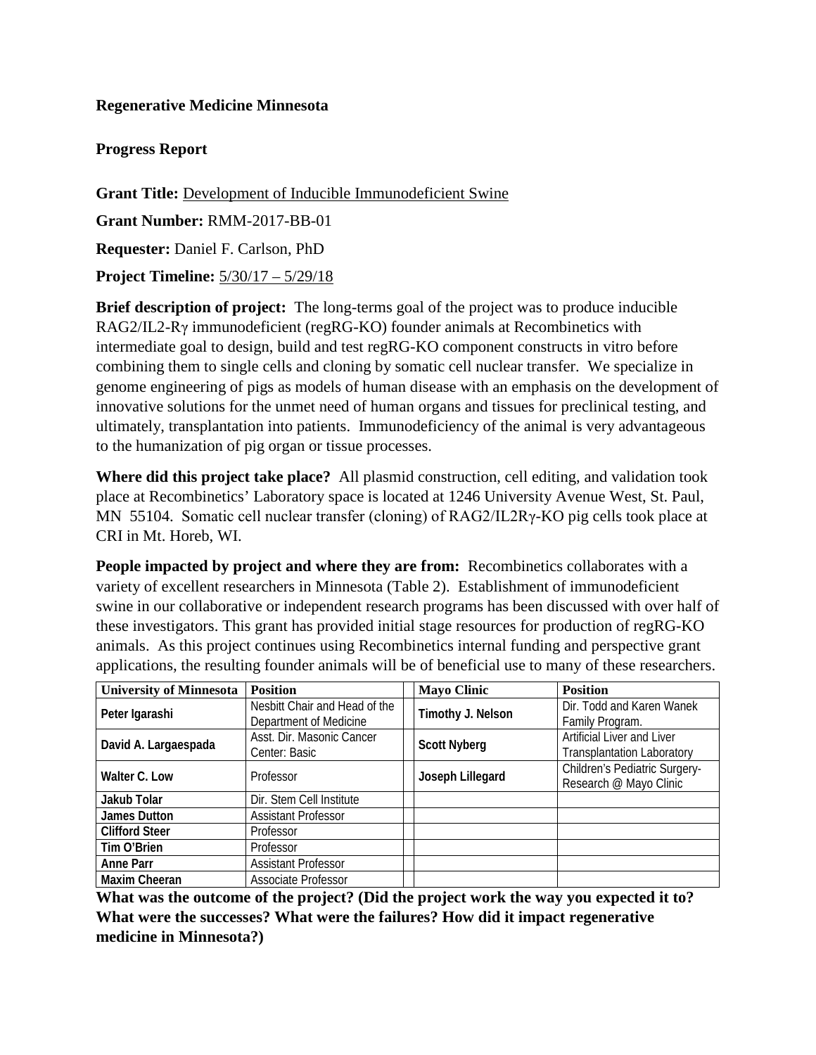**Regenerative Medicine Minnesota**

**Progress Report**

**Grant Title:** Development of Inducible Immunodeficient Swine

**Grant Number:** RMM-2017-BB-01

**Requester:** Daniel F. Carlson, PhD

**Project Timeline:** 5/30/17 – 5/29/18

**Brief description of project:** The long-terms goal of the project was to produce inducible RAG2/IL2-Rγ immunodeficient (regRG-KO) founder animals at Recombinetics with intermediate goal to design, build and test regRG-KO component constructs in vitro before combining them to single cells and cloning by somatic cell nuclear transfer. We specialize in genome engineering of pigs as models of human disease with an emphasis on the development of innovative solutions for the unmet need of human organs and tissues for preclinical testing, and ultimately, transplantation into patients. Immunodeficiency of the animal is very advantageous to the humanization of pig organ or tissue processes.

**Where did this project take place?** All plasmid construction, cell editing, and validation took place at Recombinetics' Laboratory space is located at 1246 University Avenue West, St. Paul, MN 55104. Somatic cell nuclear transfer (cloning) of RAG2/IL2Rγ-KO pig cells took place at CRI in Mt. Horeb, WI.

**People impacted by project and where they are from:** Recombinetics collaborates with a variety of excellent researchers in Minnesota (Table 2). Establishment of immunodeficient swine in our collaborative or independent research programs has been discussed with over half of these investigators. This grant has provided initial stage resources for production of regRG-KO animals. As this project continues using Recombinetics internal funding and perspective grant applications, the resulting founder animals will be of beneficial use to many of these researchers.

| University of Minnesota | Position | | Mayo Clinic | Position |
|---|---|---|---|---|
| Peter Igarashi | Nesbitt Chair and Head of the Department of Medicine | | Timothy J. Nelson | Dir. Todd and Karen Wanek Family Program. |
| David A. Largaespada | Asst. Dir. Masonic Cancer Center: Basic | | Scott Nyberg | Artificial Liver and Liver Transplantation Laboratory |
| Walter C. Low | Professor | | Joseph Lillegard | Children's Pediatric Surgery-Research @ Mayo Clinic |
| Jakub Tolar | Dir. Stem Cell Institute | | | |
| James Dutton | Assistant Professor | | | |
| Clifford Steer | Professor | | | |
| Tim O'Brien | Professor | | | |
| Anne Parr | Assistant Professor | | | |
| Maxim Cheeran | Associate Professor | | | |

**What was the outcome of the project? (Did the project work the way you expected it to? What were the successes? What were the failures? How did it impact regenerative medicine in Minnesota?)**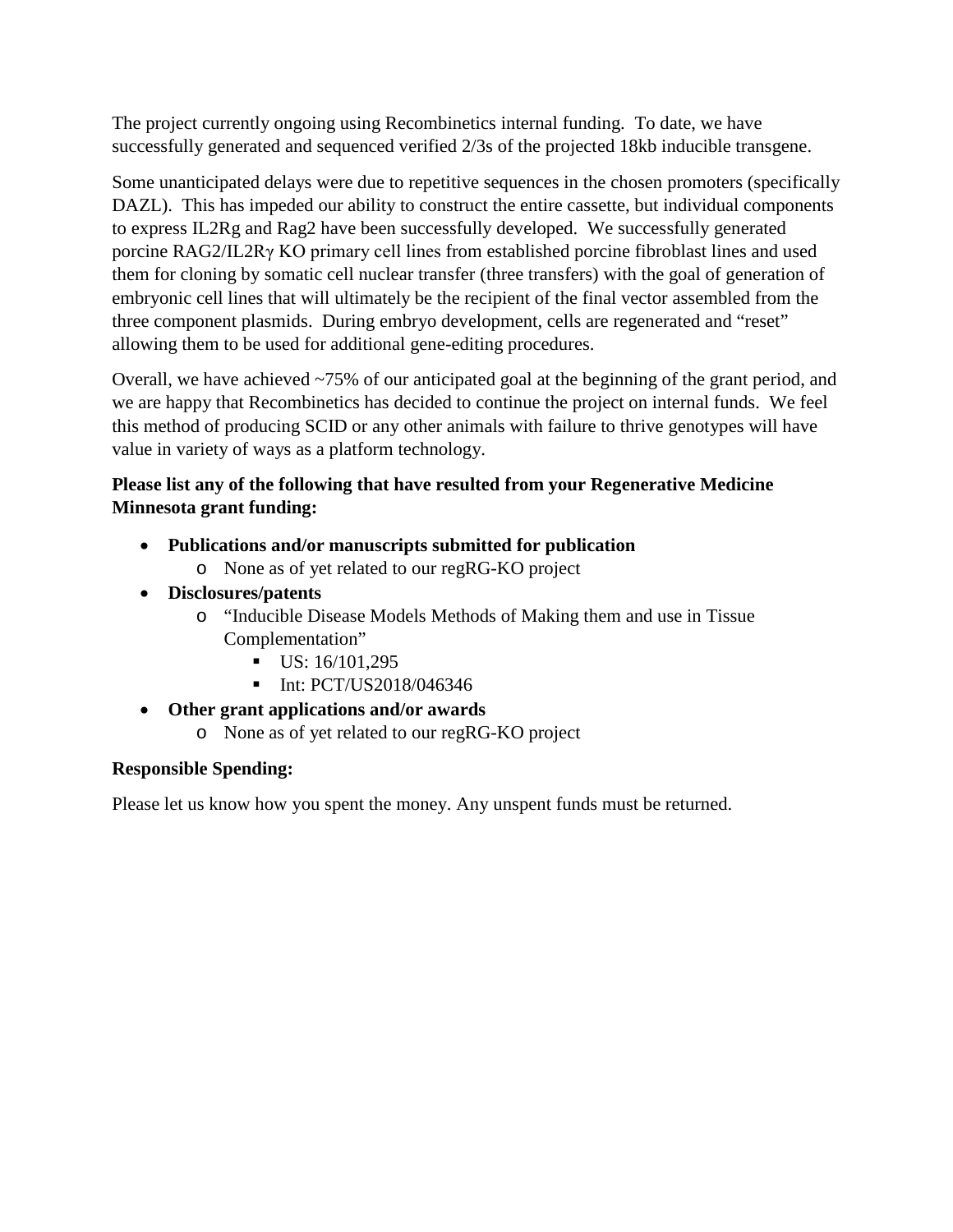The project currently ongoing using Recombinetics internal funding. To date, we have successfully generated and sequenced verified 2/3s of the projected 18kb inducible transgene.

Some unanticipated delays were due to repetitive sequences in the chosen promoters (specifically DAZL). This has impeded our ability to construct the entire cassette, but individual components to express IL2Rg and Rag2 have been successfully developed. We successfully generated porcine RAG2/IL2Rγ KO primary cell lines from established porcine fibroblast lines and used them for cloning by somatic cell nuclear transfer (three transfers) with the goal of generation of embryonic cell lines that will ultimately be the recipient of the final vector assembled from the three component plasmids. During embryo development, cells are regenerated and "reset" allowing them to be used for additional gene-editing procedures.

Overall, we have achieved ~75% of our anticipated goal at the beginning of the grant period, and we are happy that Recombinetics has decided to continue the project on internal funds. We feel this method of producing SCID or any other animals with failure to thrive genotypes will have value in variety of ways as a platform technology.

**Please list any of the following that have resulted from your Regenerative Medicine Minnesota grant funding:**

- **Publications and/or manuscripts submitted for publication**
  - None as of yet related to our regRG-KO project
- **Disclosures/patents**
  - "Inducible Disease Models Methods of Making them and use in Tissue Complementation"
    - US: 16/101,295
    - Int: PCT/US2018/046346
- **Other grant applications and/or awards**
  - None as of yet related to our regRG-KO project

**Responsible Spending:**

Please let us know how you spent the money. Any unspent funds must be returned.